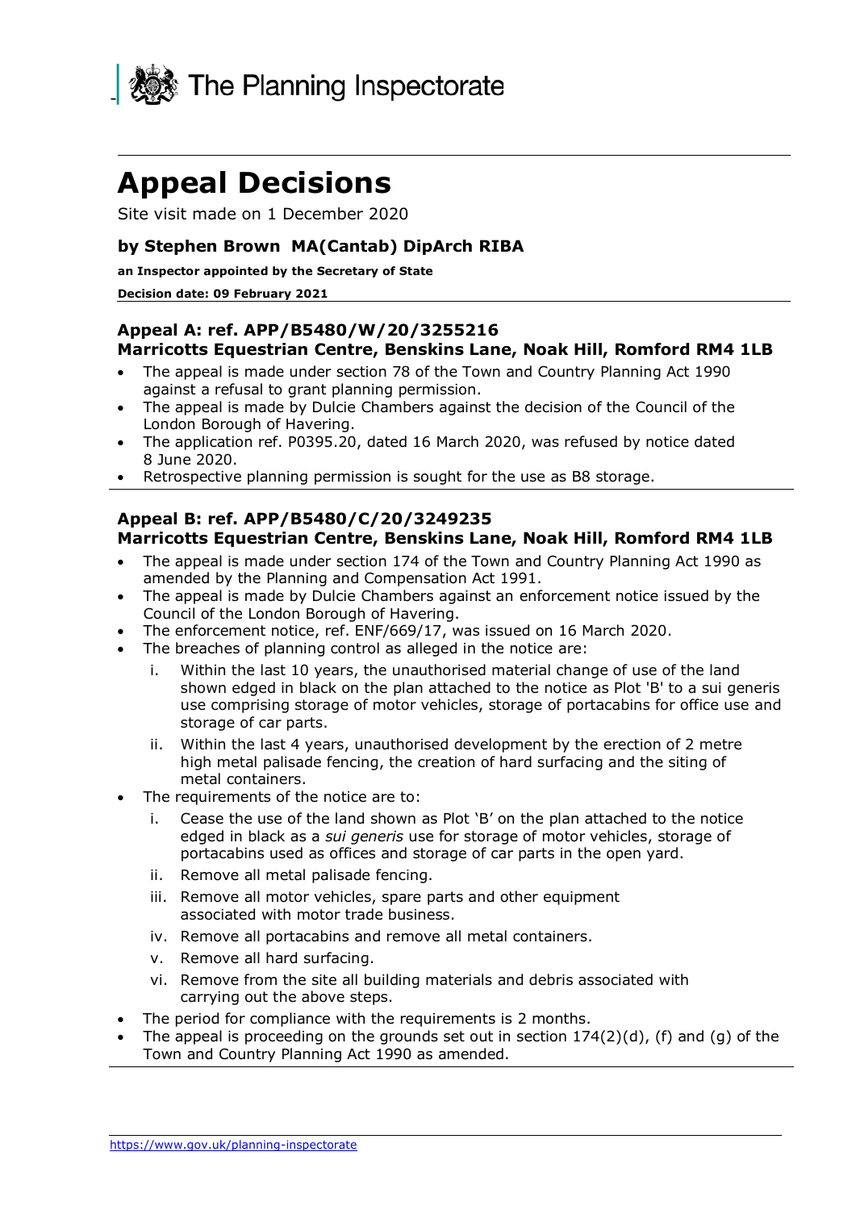The Planning Inspectorate

# Appeal Decisions

Site visit made on 1 December 2020

### by Stephen Brown MA(Cantab) DipArch RIBA

**an Inspector appointed by the Secretary of State**

**Decision date: 09 February 2021**

### Appeal A: ref. APP/B5480/W/20/3255216
### Marricotts Equestrian Centre, Benskins Lane, Noak Hill, Romford RM4 1LB

- The appeal is made under section 78 of the Town and Country Planning Act 1990 against a refusal to grant planning permission.
- The appeal is made by Dulcie Chambers against the decision of the Council of the London Borough of Havering.
- The application ref. P0395.20, dated 16 March 2020, was refused by notice dated 8 June 2020.
- Retrospective planning permission is sought for the use as B8 storage.

### Appeal B: ref. APP/B5480/C/20/3249235
### Marricotts Equestrian Centre, Benskins Lane, Noak Hill, Romford RM4 1LB

- The appeal is made under section 174 of the Town and Country Planning Act 1990 as amended by the Planning and Compensation Act 1991.
- The appeal is made by Dulcie Chambers against an enforcement notice issued by the Council of the London Borough of Havering.
- The enforcement notice, ref. ENF/669/17, was issued on 16 March 2020.
- The breaches of planning control as alleged in the notice are:
    i. Within the last 10 years, the unauthorised material change of use of the land shown edged in black on the plan attached to the notice as Plot 'B' to a sui generis use comprising storage of motor vehicles, storage of portacabins for office use and storage of car parts.
    ii. Within the last 4 years, unauthorised development by the erection of 2 metre high metal palisade fencing, the creation of hard surfacing and the siting of metal containers.
- The requirements of the notice are to:
    i. Cease the use of the land shown as Plot 'B' on the plan attached to the notice edged in black as a *sui generis* use for storage of motor vehicles, storage of portacabins used as offices and storage of car parts in the open yard.
    ii. Remove all metal palisade fencing.
    iii. Remove all motor vehicles, spare parts and other equipment associated with motor trade business.
    iv. Remove all portacabins and remove all metal containers.
    v. Remove all hard surfacing.
    vi. Remove from the site all building materials and debris associated with carrying out the above steps.
- The period for compliance with the requirements is 2 months.
- The appeal is proceeding on the grounds set out in section 174(2)(d), (f) and (g) of the Town and Country Planning Act 1990 as amended.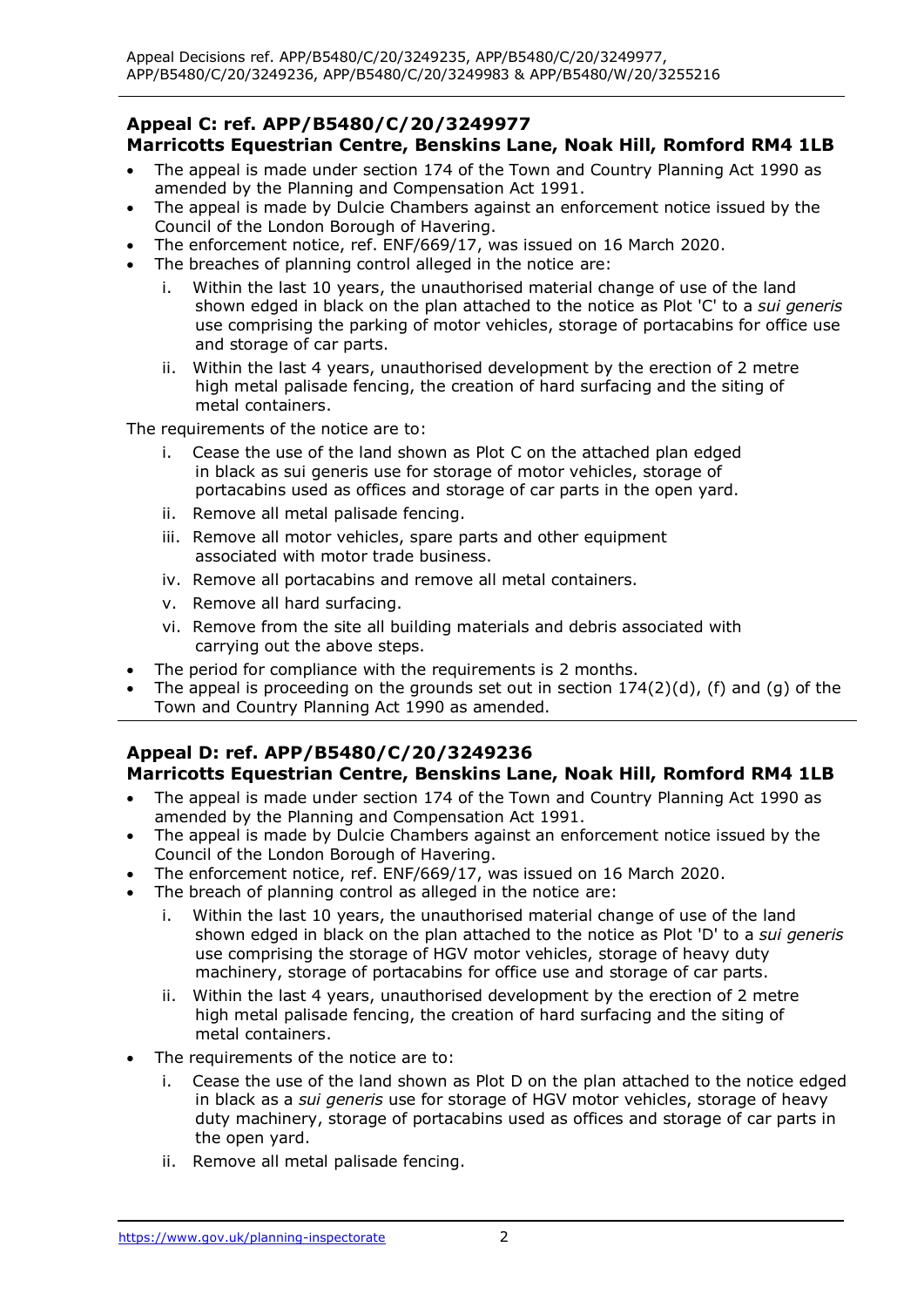## Appeal C: ref. APP/B5480/C/20/3249977
## Marricotts Equestrian Centre, Benskins Lane, Noak Hill, Romford RM4 1LB

- The appeal is made under section 174 of the Town and Country Planning Act 1990 as amended by the Planning and Compensation Act 1991.
- The appeal is made by Dulcie Chambers against an enforcement notice issued by the Council of the London Borough of Havering.
- The enforcement notice, ref. ENF/669/17, was issued on 16 March 2020.
- The breaches of planning control alleged in the notice are:
  - i. Within the last 10 years, the unauthorised material change of use of the land shown edged in black on the plan attached to the notice as Plot 'C' to a *sui generis* use comprising the parking of motor vehicles, storage of portacabins for office use and storage of car parts.
  - ii. Within the last 4 years, unauthorised development by the erection of 2 metre high metal palisade fencing, the creation of hard surfacing and the siting of metal containers.

The requirements of the notice are to:

- i. Cease the use of the land shown as Plot C on the attached plan edged in black as sui generis use for storage of motor vehicles, storage of portacabins used as offices and storage of car parts in the open yard.
- ii. Remove all metal palisade fencing.
- iii. Remove all motor vehicles, spare parts and other equipment associated with motor trade business.
- iv. Remove all portacabins and remove all metal containers.
- v. Remove all hard surfacing.
- vi. Remove from the site all building materials and debris associated with carrying out the above steps.

- The period for compliance with the requirements is 2 months.
- The appeal is proceeding on the grounds set out in section 174(2)(d), (f) and (g) of the Town and Country Planning Act 1990 as amended.

## Appeal D: ref. APP/B5480/C/20/3249236
## Marricotts Equestrian Centre, Benskins Lane, Noak Hill, Romford RM4 1LB

- The appeal is made under section 174 of the Town and Country Planning Act 1990 as amended by the Planning and Compensation Act 1991.
- The appeal is made by Dulcie Chambers against an enforcement notice issued by the Council of the London Borough of Havering.
- The enforcement notice, ref. ENF/669/17, was issued on 16 March 2020.
- The breach of planning control as alleged in the notice are:
  - i. Within the last 10 years, the unauthorised material change of use of the land shown edged in black on the plan attached to the notice as Plot 'D' to a *sui generis* use comprising the storage of HGV motor vehicles, storage of heavy duty machinery, storage of portacabins for office use and storage of car parts.
  - ii. Within the last 4 years, unauthorised development by the erection of 2 metre high metal palisade fencing, the creation of hard surfacing and the siting of metal containers.
- The requirements of the notice are to:
  - i. Cease the use of the land shown as Plot D on the plan attached to the notice edged in black as a *sui generis* use for storage of HGV motor vehicles, storage of heavy duty machinery, storage of portacabins used as offices and storage of car parts in the open yard.
  - ii. Remove all metal palisade fencing.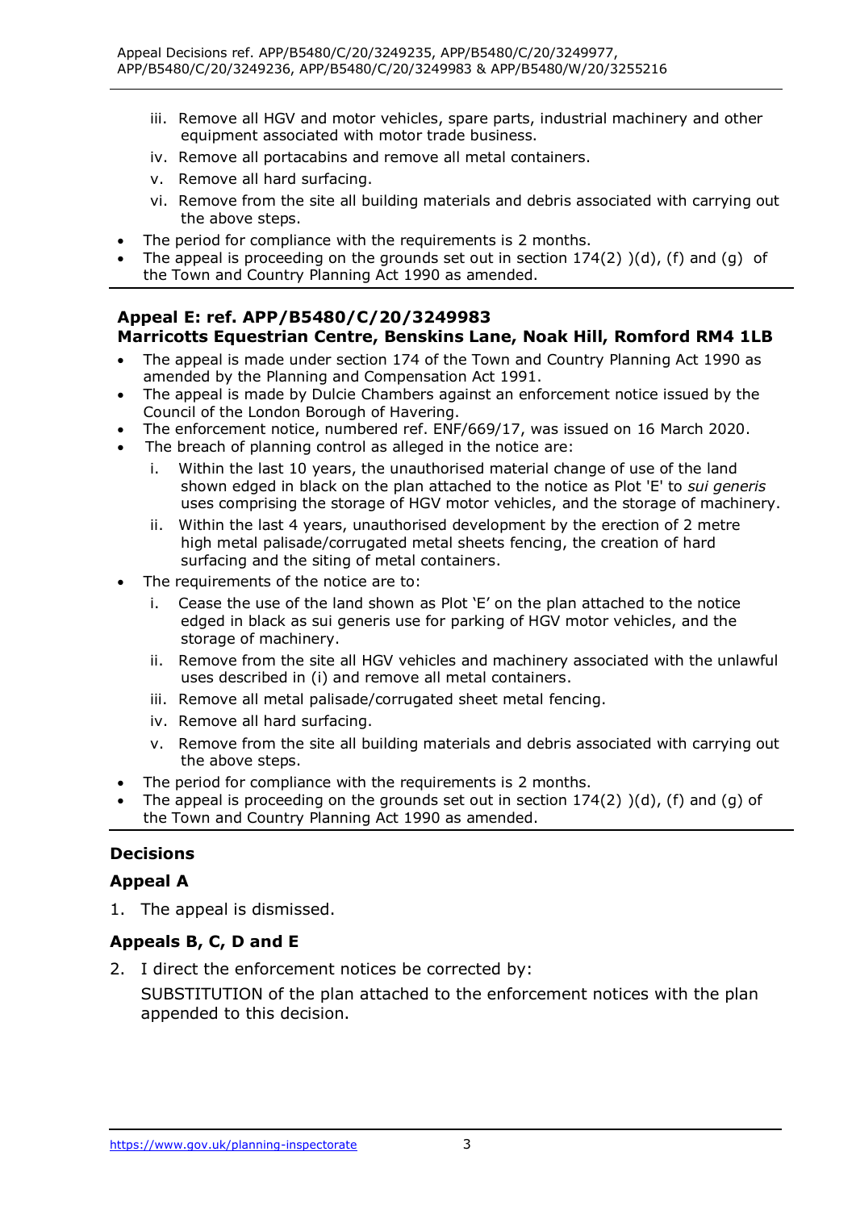iii. Remove all HGV and motor vehicles, spare parts, industrial machinery and other equipment associated with motor trade business.
iv. Remove all portacabins and remove all metal containers.
v. Remove all hard surfacing.
vi. Remove from the site all building materials and debris associated with carrying out the above steps.

- The period for compliance with the requirements is 2 months.
- The appeal is proceeding on the grounds set out in section 174(2) )(d), (f) and (g) of the Town and Country Planning Act 1990 as amended.

---

**Appeal E: ref. APP/B5480/C/20/3249983**
**Marricotts Equestrian Centre, Benskins Lane, Noak Hill, Romford RM4 1LB**

- The appeal is made under section 174 of the Town and Country Planning Act 1990 as amended by the Planning and Compensation Act 1991.
- The appeal is made by Dulcie Chambers against an enforcement notice issued by the Council of the London Borough of Havering.
- The enforcement notice, numbered ref. ENF/669/17, was issued on 16 March 2020.
- The breach of planning control as alleged in the notice are:
  i. Within the last 10 years, the unauthorised material change of use of the land shown edged in black on the plan attached to the notice as Plot 'E' to *sui generis* uses comprising the storage of HGV motor vehicles, and the storage of machinery.
  ii. Within the last 4 years, unauthorised development by the erection of 2 metre high metal palisade/corrugated metal sheets fencing, the creation of hard surfacing and the siting of metal containers.
- The requirements of the notice are to:
  i. Cease the use of the land shown as Plot 'E' on the plan attached to the notice edged in black as sui generis use for parking of HGV motor vehicles, and the storage of machinery.
  ii. Remove from the site all HGV vehicles and machinery associated with the unlawful uses described in (i) and remove all metal containers.
  iii. Remove all metal palisade/corrugated sheet metal fencing.
  iv. Remove all hard surfacing.
  v. Remove from the site all building materials and debris associated with carrying out the above steps.
- The period for compliance with the requirements is 2 months.
- The appeal is proceeding on the grounds set out in section 174(2) )(d), (f) and (g) of the Town and Country Planning Act 1990 as amended.

---

## Decisions

### Appeal A

1. The appeal is dismissed.

### Appeals B, C, D and E

2. I direct the enforcement notices be corrected by:

   SUBSTITUTION of the plan attached to the enforcement notices with the plan appended to this decision.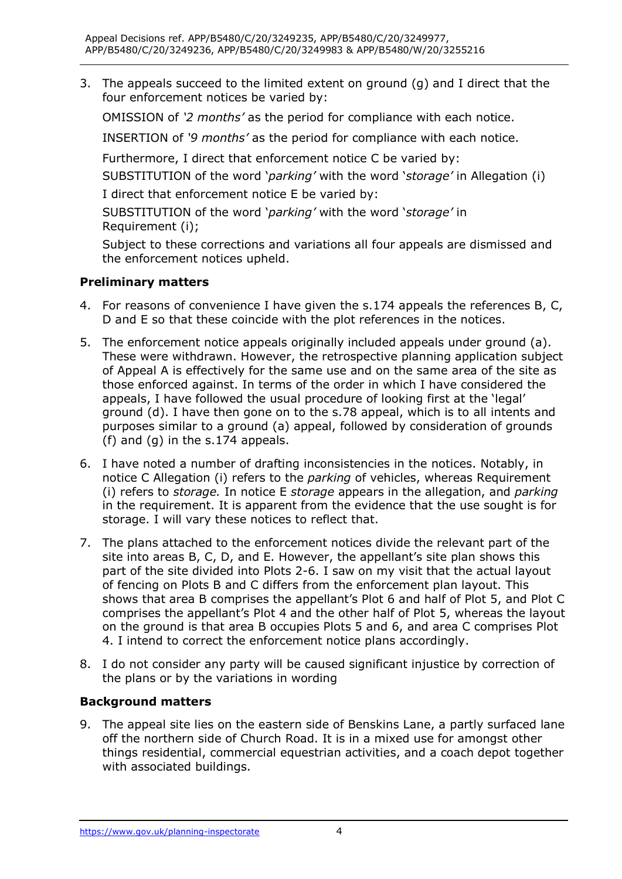3. The appeals succeed to the limited extent on ground (g) and I direct that the four enforcement notices be varied by:

   OMISSION of *'2 months'* as the period for compliance with each notice.

   INSERTION of *'9 months'* as the period for compliance with each notice.

   Furthermore, I direct that enforcement notice C be varied by:

   SUBSTITUTION of the word '*parking'* with the word '*storage'* in Allegation (i)

   I direct that enforcement notice E be varied by:

   SUBSTITUTION of the word '*parking'* with the word '*storage'* in Requirement (i);

   Subject to these corrections and variations all four appeals are dismissed and the enforcement notices upheld.

## Preliminary matters

4. For reasons of convenience I have given the s.174 appeals the references B, C, D and E so that these coincide with the plot references in the notices.

5. The enforcement notice appeals originally included appeals under ground (a). These were withdrawn. However, the retrospective planning application subject of Appeal A is effectively for the same use and on the same area of the site as those enforced against. In terms of the order in which I have considered the appeals, I have followed the usual procedure of looking first at the 'legal' ground (d). I have then gone on to the s.78 appeal, which is to all intents and purposes similar to a ground (a) appeal, followed by consideration of grounds (f) and (g) in the s.174 appeals.

6. I have noted a number of drafting inconsistencies in the notices. Notably, in notice C Allegation (i) refers to the *parking* of vehicles, whereas Requirement (i) refers to *storage.* In notice E *storage* appears in the allegation, and *parking* in the requirement. It is apparent from the evidence that the use sought is for storage. I will vary these notices to reflect that.

7. The plans attached to the enforcement notices divide the relevant part of the site into areas B, C, D, and E. However, the appellant's site plan shows this part of the site divided into Plots 2-6. I saw on my visit that the actual layout of fencing on Plots B and C differs from the enforcement plan layout. This shows that area B comprises the appellant's Plot 6 and half of Plot 5, and Plot C comprises the appellant's Plot 4 and the other half of Plot 5, whereas the layout on the ground is that area B occupies Plots 5 and 6, and area C comprises Plot 4. I intend to correct the enforcement notice plans accordingly.

8. I do not consider any party will be caused significant injustice by correction of the plans or by the variations in wording

## Background matters

9. The appeal site lies on the eastern side of Benskins Lane, a partly surfaced lane off the northern side of Church Road. It is in a mixed use for amongst other things residential, commercial equestrian activities, and a coach depot together with associated buildings.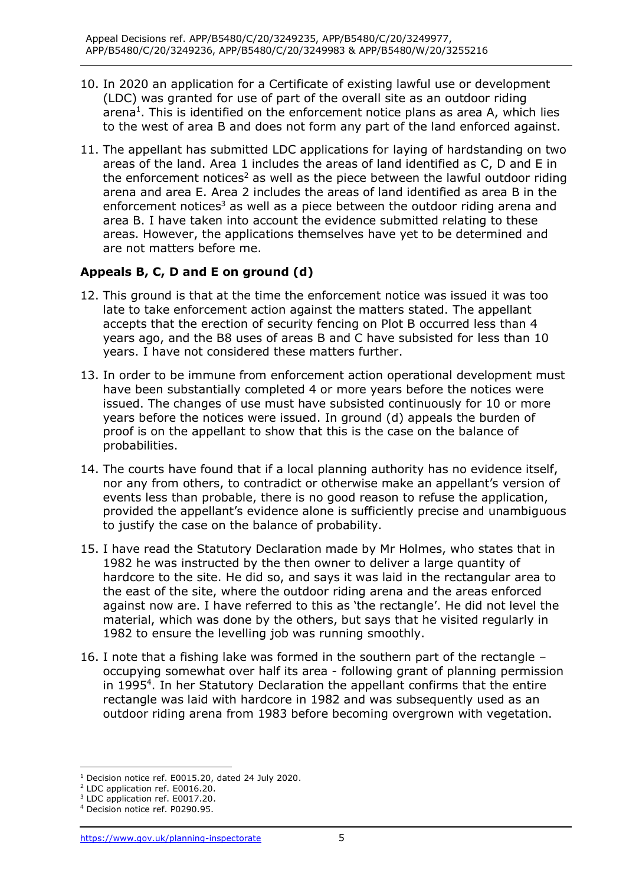10. In 2020 an application for a Certificate of existing lawful use or development (LDC) was granted for use of part of the overall site as an outdoor riding arena[1]. This is identified on the enforcement notice plans as area A, which lies to the west of area B and does not form any part of the land enforced against.

11. The appellant has submitted LDC applications for laying of hardstanding on two areas of the land. Area 1 includes the areas of land identified as C, D and E in the enforcement notices[2] as well as the piece between the lawful outdoor riding arena and area E. Area 2 includes the areas of land identified as area B in the enforcement notices[3] as well as a piece between the outdoor riding arena and area B. I have taken into account the evidence submitted relating to these areas. However, the applications themselves have yet to be determined and are not matters before me.

### Appeals B, C, D and E on ground (d)

12. This ground is that at the time the enforcement notice was issued it was too late to take enforcement action against the matters stated. The appellant accepts that the erection of security fencing on Plot B occurred less than 4 years ago, and the B8 uses of areas B and C have subsisted for less than 10 years. I have not considered these matters further.

13. In order to be immune from enforcement action operational development must have been substantially completed 4 or more years before the notices were issued. The changes of use must have subsisted continuously for 10 or more years before the notices were issued. In ground (d) appeals the burden of proof is on the appellant to show that this is the case on the balance of probabilities.

14. The courts have found that if a local planning authority has no evidence itself, nor any from others, to contradict or otherwise make an appellant's version of events less than probable, there is no good reason to refuse the application, provided the appellant's evidence alone is sufficiently precise and unambiguous to justify the case on the balance of probability.

15. I have read the Statutory Declaration made by Mr Holmes, who states that in 1982 he was instructed by the then owner to deliver a large quantity of hardcore to the site. He did so, and says it was laid in the rectangular area to the east of the site, where the outdoor riding arena and the areas enforced against now are. I have referred to this as 'the rectangle'. He did not level the material, which was done by the others, but says that he visited regularly in 1982 to ensure the levelling job was running smoothly.

16. I note that a fishing lake was formed in the southern part of the rectangle – occupying somewhat over half its area - following grant of planning permission in 1995[4]. In her Statutory Declaration the appellant confirms that the entire rectangle was laid with hardcore in 1982 and was subsequently used as an outdoor riding arena from 1983 before becoming overgrown with vegetation.

---

[1] Decision notice ref. E0015.20, dated 24 July 2020.

[2] LDC application ref. E0016.20.

[3] LDC application ref. E0017.20.

[4] Decision notice ref. P0290.95.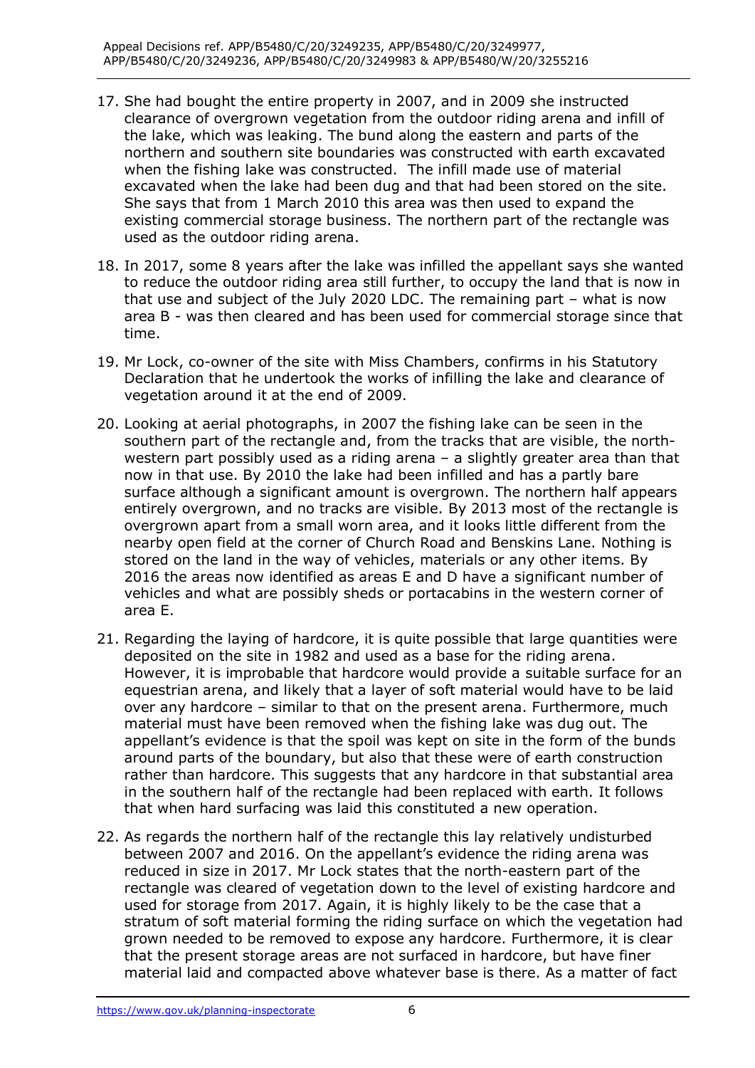17. She had bought the entire property in 2007, and in 2009 she instructed clearance of overgrown vegetation from the outdoor riding arena and infill of the lake, which was leaking. The bund along the eastern and parts of the northern and southern site boundaries was constructed with earth excavated when the fishing lake was constructed. The infill made use of material excavated when the lake had been dug and that had been stored on the site. She says that from 1 March 2010 this area was then used to expand the existing commercial storage business. The northern part of the rectangle was used as the outdoor riding arena.

18. In 2017, some 8 years after the lake was infilled the appellant says she wanted to reduce the outdoor riding area still further, to occupy the land that is now in that use and subject of the July 2020 LDC. The remaining part – what is now area B - was then cleared and has been used for commercial storage since that time.

19. Mr Lock, co-owner of the site with Miss Chambers, confirms in his Statutory Declaration that he undertook the works of infilling the lake and clearance of vegetation around it at the end of 2009.

20. Looking at aerial photographs, in 2007 the fishing lake can be seen in the southern part of the rectangle and, from the tracks that are visible, the north-western part possibly used as a riding arena – a slightly greater area than that now in that use. By 2010 the lake had been infilled and has a partly bare surface although a significant amount is overgrown. The northern half appears entirely overgrown, and no tracks are visible. By 2013 most of the rectangle is overgrown apart from a small worn area, and it looks little different from the nearby open field at the corner of Church Road and Benskins Lane. Nothing is stored on the land in the way of vehicles, materials or any other items. By 2016 the areas now identified as areas E and D have a significant number of vehicles and what are possibly sheds or portacabins in the western corner of area E.

21. Regarding the laying of hardcore, it is quite possible that large quantities were deposited on the site in 1982 and used as a base for the riding arena. However, it is improbable that hardcore would provide a suitable surface for an equestrian arena, and likely that a layer of soft material would have to be laid over any hardcore – similar to that on the present arena. Furthermore, much material must have been removed when the fishing lake was dug out. The appellant's evidence is that the spoil was kept on site in the form of the bunds around parts of the boundary, but also that these were of earth construction rather than hardcore. This suggests that any hardcore in that substantial area in the southern half of the rectangle had been replaced with earth. It follows that when hard surfacing was laid this constituted a new operation.

22. As regards the northern half of the rectangle this lay relatively undisturbed between 2007 and 2016. On the appellant's evidence the riding arena was reduced in size in 2017. Mr Lock states that the north-eastern part of the rectangle was cleared of vegetation down to the level of existing hardcore and used for storage from 2017. Again, it is highly likely to be the case that a stratum of soft material forming the riding surface on which the vegetation had grown needed to be removed to expose any hardcore. Furthermore, it is clear that the present storage areas are not surfaced in hardcore, but have finer material laid and compacted above whatever base is there. As a matter of fact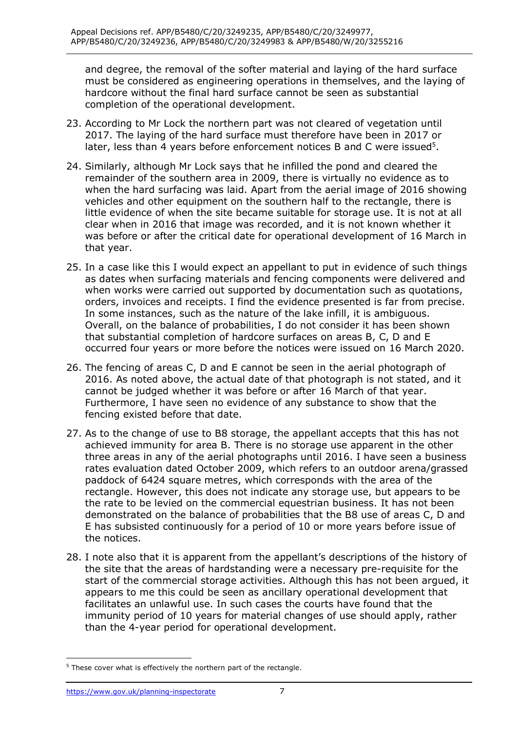and degree, the removal of the softer material and laying of the hard surface must be considered as engineering operations in themselves, and the laying of hardcore without the final hard surface cannot be seen as substantial completion of the operational development.

23. According to Mr Lock the northern part was not cleared of vegetation until 2017. The laying of the hard surface must therefore have been in 2017 or later, less than 4 years before enforcement notices B and C were issued[5].

24. Similarly, although Mr Lock says that he infilled the pond and cleared the remainder of the southern area in 2009, there is virtually no evidence as to when the hard surfacing was laid. Apart from the aerial image of 2016 showing vehicles and other equipment on the southern half to the rectangle, there is little evidence of when the site became suitable for storage use. It is not at all clear when in 2016 that image was recorded, and it is not known whether it was before or after the critical date for operational development of 16 March in that year.

25. In a case like this I would expect an appellant to put in evidence of such things as dates when surfacing materials and fencing components were delivered and when works were carried out supported by documentation such as quotations, orders, invoices and receipts. I find the evidence presented is far from precise. In some instances, such as the nature of the lake infill, it is ambiguous. Overall, on the balance of probabilities, I do not consider it has been shown that substantial completion of hardcore surfaces on areas B, C, D and E occurred four years or more before the notices were issued on 16 March 2020.

26. The fencing of areas C, D and E cannot be seen in the aerial photograph of 2016. As noted above, the actual date of that photograph is not stated, and it cannot be judged whether it was before or after 16 March of that year. Furthermore, I have seen no evidence of any substance to show that the fencing existed before that date.

27. As to the change of use to B8 storage, the appellant accepts that this has not achieved immunity for area B. There is no storage use apparent in the other three areas in any of the aerial photographs until 2016. I have seen a business rates evaluation dated October 2009, which refers to an outdoor arena/grassed paddock of 6424 square metres, which corresponds with the area of the rectangle. However, this does not indicate any storage use, but appears to be the rate to be levied on the commercial equestrian business. It has not been demonstrated on the balance of probabilities that the B8 use of areas C, D and E has subsisted continuously for a period of 10 or more years before issue of the notices.

28. I note also that it is apparent from the appellant's descriptions of the history of the site that the areas of hardstanding were a necessary pre-requisite for the start of the commercial storage activities. Although this has not been argued, it appears to me this could be seen as ancillary operational development that facilitates an unlawful use. In such cases the courts have found that the immunity period of 10 years for material changes of use should apply, rather than the 4-year period for operational development.

---

[5] These cover what is effectively the northern part of the rectangle.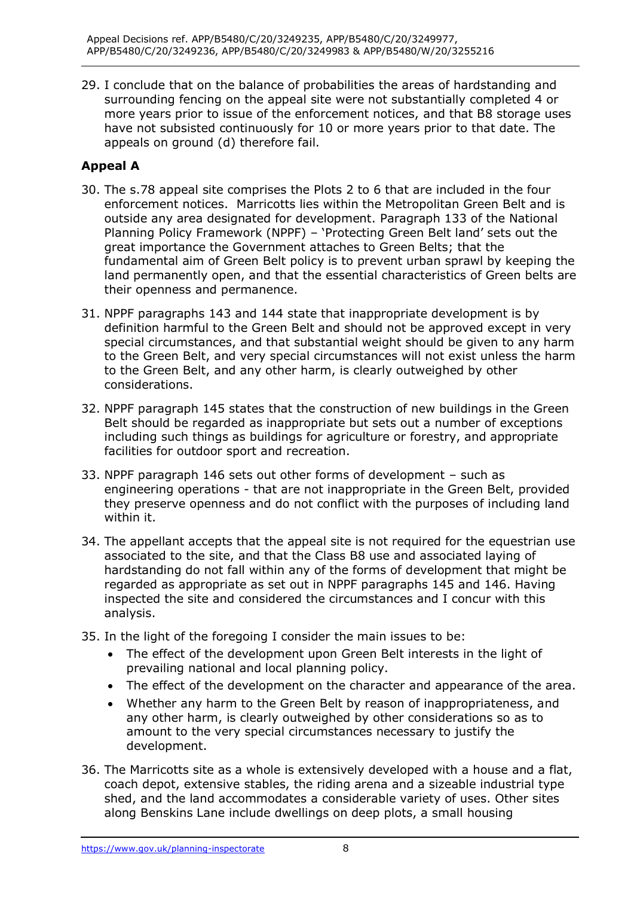29. I conclude that on the balance of probabilities the areas of hardstanding and surrounding fencing on the appeal site were not substantially completed 4 or more years prior to issue of the enforcement notices, and that B8 storage uses have not subsisted continuously for 10 or more years prior to that date. The appeals on ground (d) therefore fail.

## Appeal A

30. The s.78 appeal site comprises the Plots 2 to 6 that are included in the four enforcement notices. Marricotts lies within the Metropolitan Green Belt and is outside any area designated for development. Paragraph 133 of the National Planning Policy Framework (NPPF) – 'Protecting Green Belt land' sets out the great importance the Government attaches to Green Belts; that the fundamental aim of Green Belt policy is to prevent urban sprawl by keeping the land permanently open, and that the essential characteristics of Green belts are their openness and permanence.

31. NPPF paragraphs 143 and 144 state that inappropriate development is by definition harmful to the Green Belt and should not be approved except in very special circumstances, and that substantial weight should be given to any harm to the Green Belt, and very special circumstances will not exist unless the harm to the Green Belt, and any other harm, is clearly outweighed by other considerations.

32. NPPF paragraph 145 states that the construction of new buildings in the Green Belt should be regarded as inappropriate but sets out a number of exceptions including such things as buildings for agriculture or forestry, and appropriate facilities for outdoor sport and recreation.

33. NPPF paragraph 146 sets out other forms of development – such as engineering operations - that are not inappropriate in the Green Belt, provided they preserve openness and do not conflict with the purposes of including land within it.

34. The appellant accepts that the appeal site is not required for the equestrian use associated to the site, and that the Class B8 use and associated laying of hardstanding do not fall within any of the forms of development that might be regarded as appropriate as set out in NPPF paragraphs 145 and 146. Having inspected the site and considered the circumstances and I concur with this analysis.

35. In the light of the foregoing I consider the main issues to be:
    - The effect of the development upon Green Belt interests in the light of prevailing national and local planning policy.
    - The effect of the development on the character and appearance of the area.
    - Whether any harm to the Green Belt by reason of inappropriateness, and any other harm, is clearly outweighed by other considerations so as to amount to the very special circumstances necessary to justify the development.

36. The Marricotts site as a whole is extensively developed with a house and a flat, coach depot, extensive stables, the riding arena and a sizeable industrial type shed, and the land accommodates a considerable variety of uses. Other sites along Benskins Lane include dwellings on deep plots, a small housing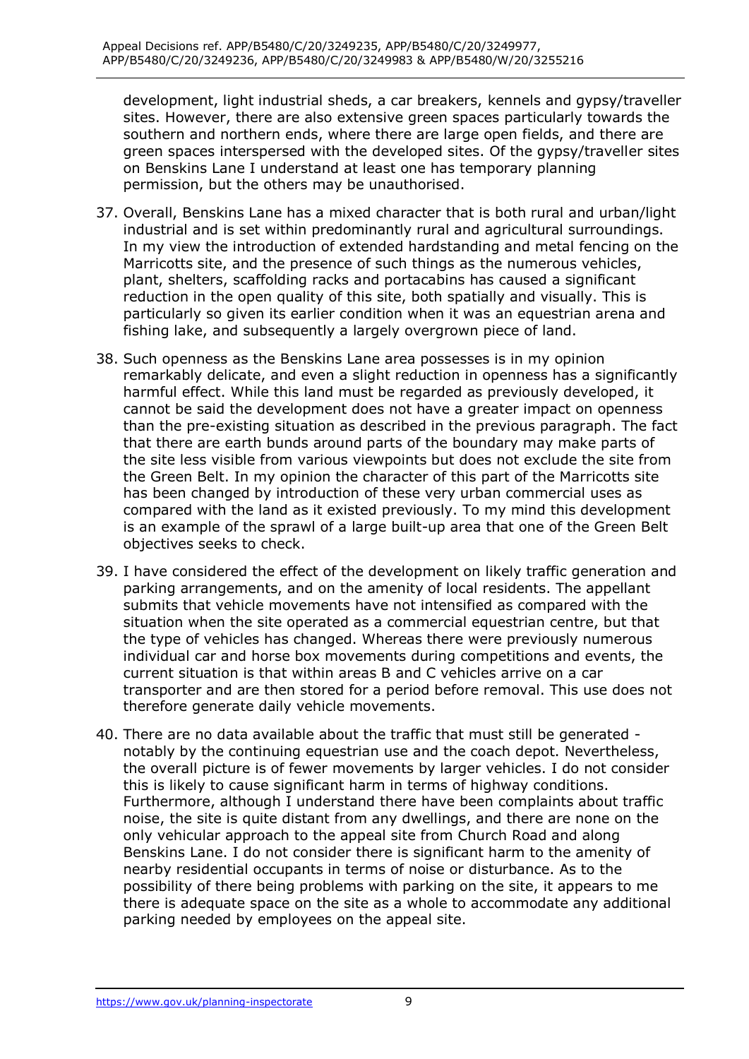development, light industrial sheds, a car breakers, kennels and gypsy/traveller sites. However, there are also extensive green spaces particularly towards the southern and northern ends, where there are large open fields, and there are green spaces interspersed with the developed sites. Of the gypsy/traveller sites on Benskins Lane I understand at least one has temporary planning permission, but the others may be unauthorised.

37. Overall, Benskins Lane has a mixed character that is both rural and urban/light industrial and is set within predominantly rural and agricultural surroundings. In my view the introduction of extended hardstanding and metal fencing on the Marricotts site, and the presence of such things as the numerous vehicles, plant, shelters, scaffolding racks and portacabins has caused a significant reduction in the open quality of this site, both spatially and visually. This is particularly so given its earlier condition when it was an equestrian arena and fishing lake, and subsequently a largely overgrown piece of land.

38. Such openness as the Benskins Lane area possesses is in my opinion remarkably delicate, and even a slight reduction in openness has a significantly harmful effect. While this land must be regarded as previously developed, it cannot be said the development does not have a greater impact on openness than the pre-existing situation as described in the previous paragraph. The fact that there are earth bunds around parts of the boundary may make parts of the site less visible from various viewpoints but does not exclude the site from the Green Belt. In my opinion the character of this part of the Marricotts site has been changed by introduction of these very urban commercial uses as compared with the land as it existed previously. To my mind this development is an example of the sprawl of a large built-up area that one of the Green Belt objectives seeks to check.

39. I have considered the effect of the development on likely traffic generation and parking arrangements, and on the amenity of local residents. The appellant submits that vehicle movements have not intensified as compared with the situation when the site operated as a commercial equestrian centre, but that the type of vehicles has changed. Whereas there were previously numerous individual car and horse box movements during competitions and events, the current situation is that within areas B and C vehicles arrive on a car transporter and are then stored for a period before removal. This use does not therefore generate daily vehicle movements.

40. There are no data available about the traffic that must still be generated - notably by the continuing equestrian use and the coach depot. Nevertheless, the overall picture is of fewer movements by larger vehicles. I do not consider this is likely to cause significant harm in terms of highway conditions. Furthermore, although I understand there have been complaints about traffic noise, the site is quite distant from any dwellings, and there are none on the only vehicular approach to the appeal site from Church Road and along Benskins Lane. I do not consider there is significant harm to the amenity of nearby residential occupants in terms of noise or disturbance. As to the possibility of there being problems with parking on the site, it appears to me there is adequate space on the site as a whole to accommodate any additional parking needed by employees on the appeal site.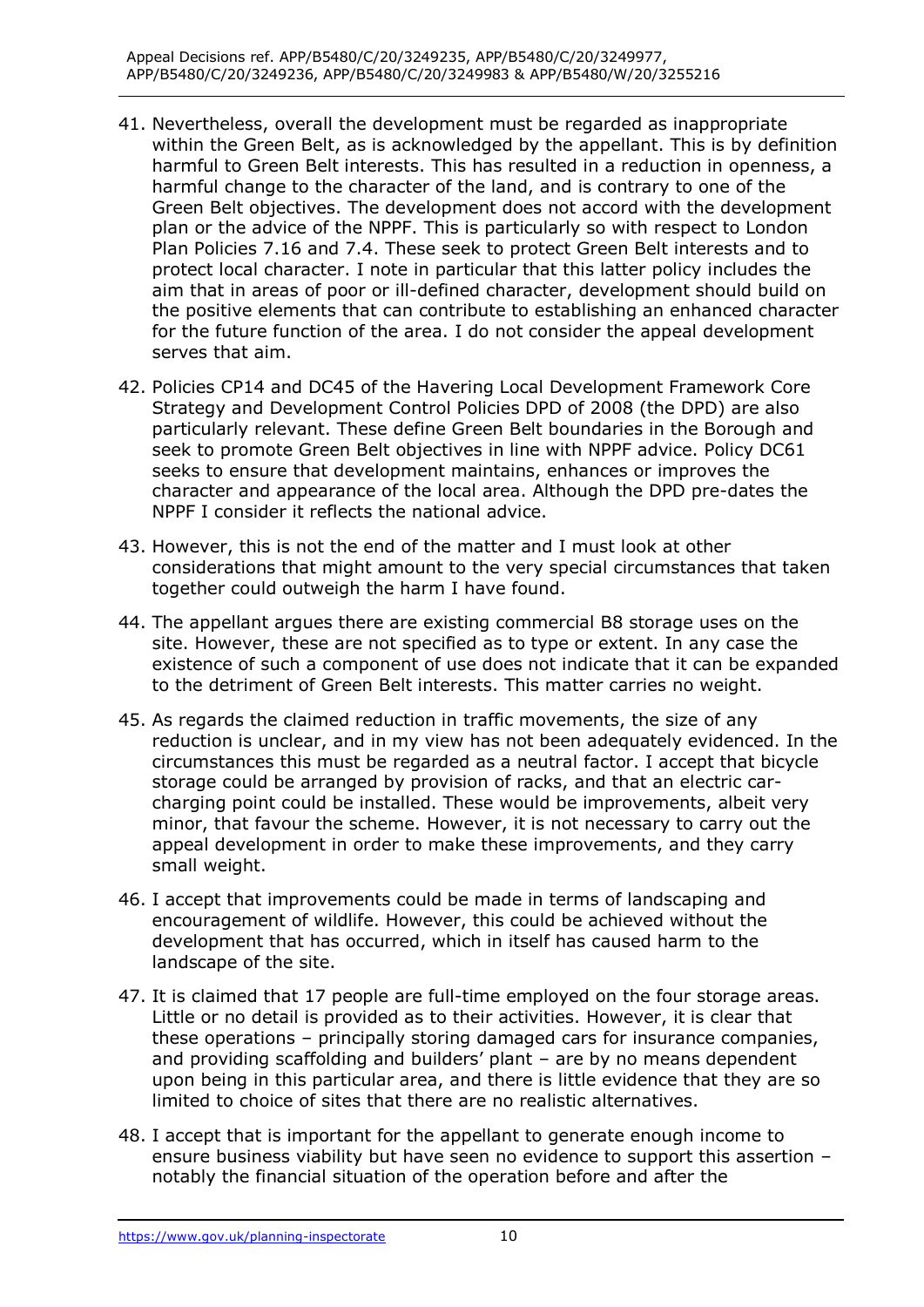41. Nevertheless, overall the development must be regarded as inappropriate within the Green Belt, as is acknowledged by the appellant. This is by definition harmful to Green Belt interests. This has resulted in a reduction in openness, a harmful change to the character of the land, and is contrary to one of the Green Belt objectives. The development does not accord with the development plan or the advice of the NPPF. This is particularly so with respect to London Plan Policies 7.16 and 7.4. These seek to protect Green Belt interests and to protect local character. I note in particular that this latter policy includes the aim that in areas of poor or ill-defined character, development should build on the positive elements that can contribute to establishing an enhanced character for the future function of the area. I do not consider the appeal development serves that aim.

42. Policies CP14 and DC45 of the Havering Local Development Framework Core Strategy and Development Control Policies DPD of 2008 (the DPD) are also particularly relevant. These define Green Belt boundaries in the Borough and seek to promote Green Belt objectives in line with NPPF advice. Policy DC61 seeks to ensure that development maintains, enhances or improves the character and appearance of the local area. Although the DPD pre-dates the NPPF I consider it reflects the national advice.

43. However, this is not the end of the matter and I must look at other considerations that might amount to the very special circumstances that taken together could outweigh the harm I have found.

44. The appellant argues there are existing commercial B8 storage uses on the site. However, these are not specified as to type or extent. In any case the existence of such a component of use does not indicate that it can be expanded to the detriment of Green Belt interests. This matter carries no weight.

45. As regards the claimed reduction in traffic movements, the size of any reduction is unclear, and in my view has not been adequately evidenced. In the circumstances this must be regarded as a neutral factor. I accept that bicycle storage could be arranged by provision of racks, and that an electric car-charging point could be installed. These would be improvements, albeit very minor, that favour the scheme. However, it is not necessary to carry out the appeal development in order to make these improvements, and they carry small weight.

46. I accept that improvements could be made in terms of landscaping and encouragement of wildlife. However, this could be achieved without the development that has occurred, which in itself has caused harm to the landscape of the site.

47. It is claimed that 17 people are full-time employed on the four storage areas. Little or no detail is provided as to their activities. However, it is clear that these operations – principally storing damaged cars for insurance companies, and providing scaffolding and builders' plant – are by no means dependent upon being in this particular area, and there is little evidence that they are so limited to choice of sites that there are no realistic alternatives.

48. I accept that is important for the appellant to generate enough income to ensure business viability but have seen no evidence to support this assertion – notably the financial situation of the operation before and after the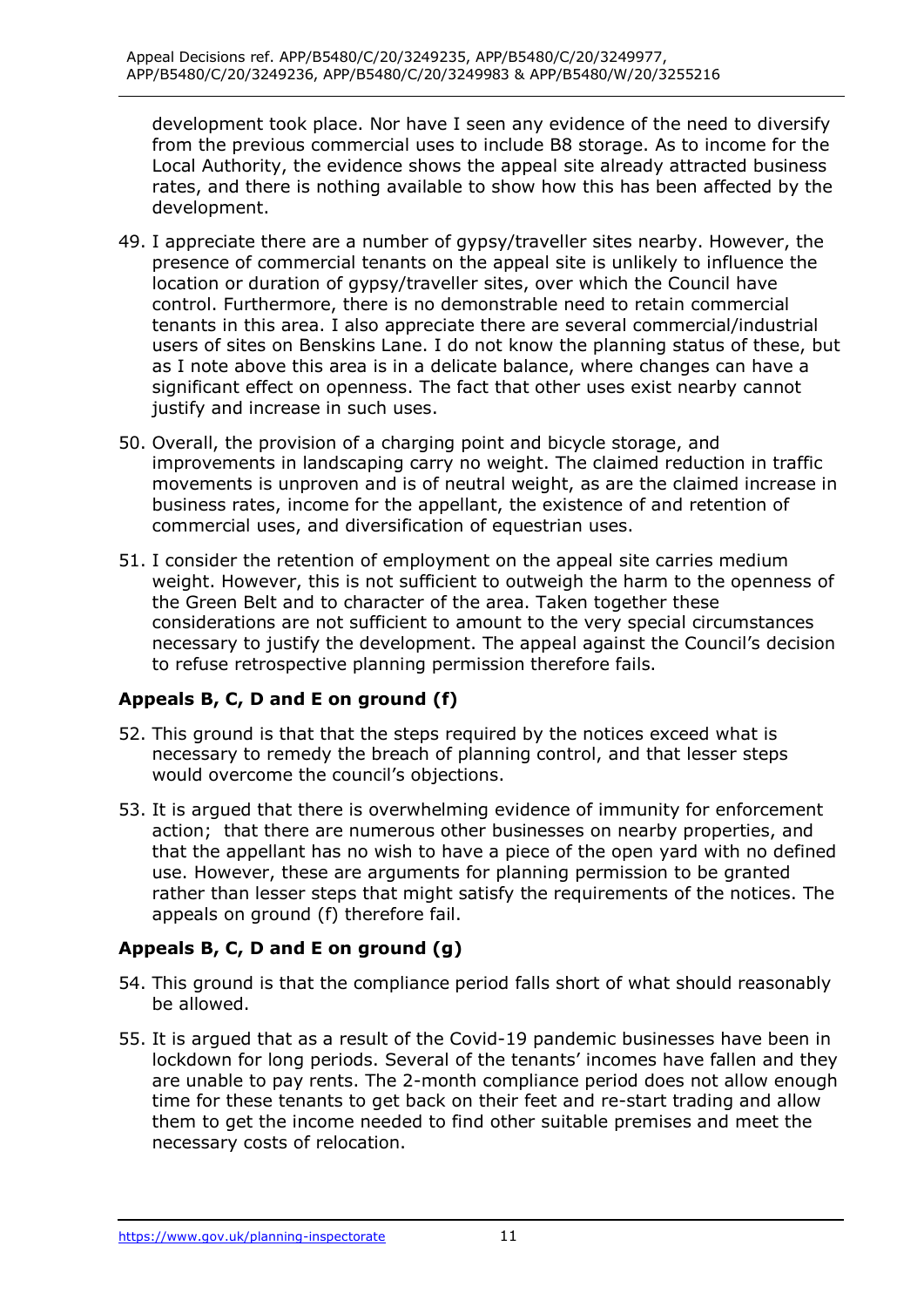development took place. Nor have I seen any evidence of the need to diversify from the previous commercial uses to include B8 storage. As to income for the Local Authority, the evidence shows the appeal site already attracted business rates, and there is nothing available to show how this has been affected by the development.

49. I appreciate there are a number of gypsy/traveller sites nearby. However, the presence of commercial tenants on the appeal site is unlikely to influence the location or duration of gypsy/traveller sites, over which the Council have control. Furthermore, there is no demonstrable need to retain commercial tenants in this area. I also appreciate there are several commercial/industrial users of sites on Benskins Lane. I do not know the planning status of these, but as I note above this area is in a delicate balance, where changes can have a significant effect on openness. The fact that other uses exist nearby cannot justify and increase in such uses.

50. Overall, the provision of a charging point and bicycle storage, and improvements in landscaping carry no weight. The claimed reduction in traffic movements is unproven and is of neutral weight, as are the claimed increase in business rates, income for the appellant, the existence of and retention of commercial uses, and diversification of equestrian uses.

51. I consider the retention of employment on the appeal site carries medium weight. However, this is not sufficient to outweigh the harm to the openness of the Green Belt and to character of the area. Taken together these considerations are not sufficient to amount to the very special circumstances necessary to justify the development. The appeal against the Council's decision to refuse retrospective planning permission therefore fails.

**Appeals B, C, D and E on ground (f)**

52. This ground is that that the steps required by the notices exceed what is necessary to remedy the breach of planning control, and that lesser steps would overcome the council's objections.

53. It is argued that there is overwhelming evidence of immunity for enforcement action; that there are numerous other businesses on nearby properties, and that the appellant has no wish to have a piece of the open yard with no defined use. However, these are arguments for planning permission to be granted rather than lesser steps that might satisfy the requirements of the notices. The appeals on ground (f) therefore fail.

**Appeals B, C, D and E on ground (g)**

54. This ground is that the compliance period falls short of what should reasonably be allowed.

55. It is argued that as a result of the Covid-19 pandemic businesses have been in lockdown for long periods. Several of the tenants' incomes have fallen and they are unable to pay rents. The 2-month compliance period does not allow enough time for these tenants to get back on their feet and re-start trading and allow them to get the income needed to find other suitable premises and meet the necessary costs of relocation.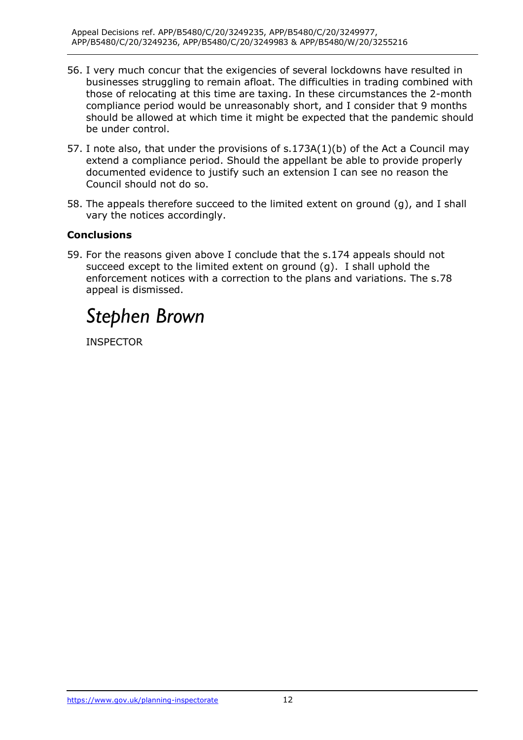56. I very much concur that the exigencies of several lockdowns have resulted in businesses struggling to remain afloat. The difficulties in trading combined with those of relocating at this time are taxing. In these circumstances the 2-month compliance period would be unreasonably short, and I consider that 9 months should be allowed at which time it might be expected that the pandemic should be under control.

57. I note also, that under the provisions of s.173A(1)(b) of the Act a Council may extend a compliance period. Should the appellant be able to provide properly documented evidence to justify such an extension I can see no reason the Council should not do so.

58. The appeals therefore succeed to the limited extent on ground (g), and I shall vary the notices accordingly.

### Conclusions

59. For the reasons given above I conclude that the s.174 appeals should not succeed except to the limited extent on ground (g). I shall uphold the enforcement notices with a correction to the plans and variations. The s.78 appeal is dismissed.

*Stephen Brown*

INSPECTOR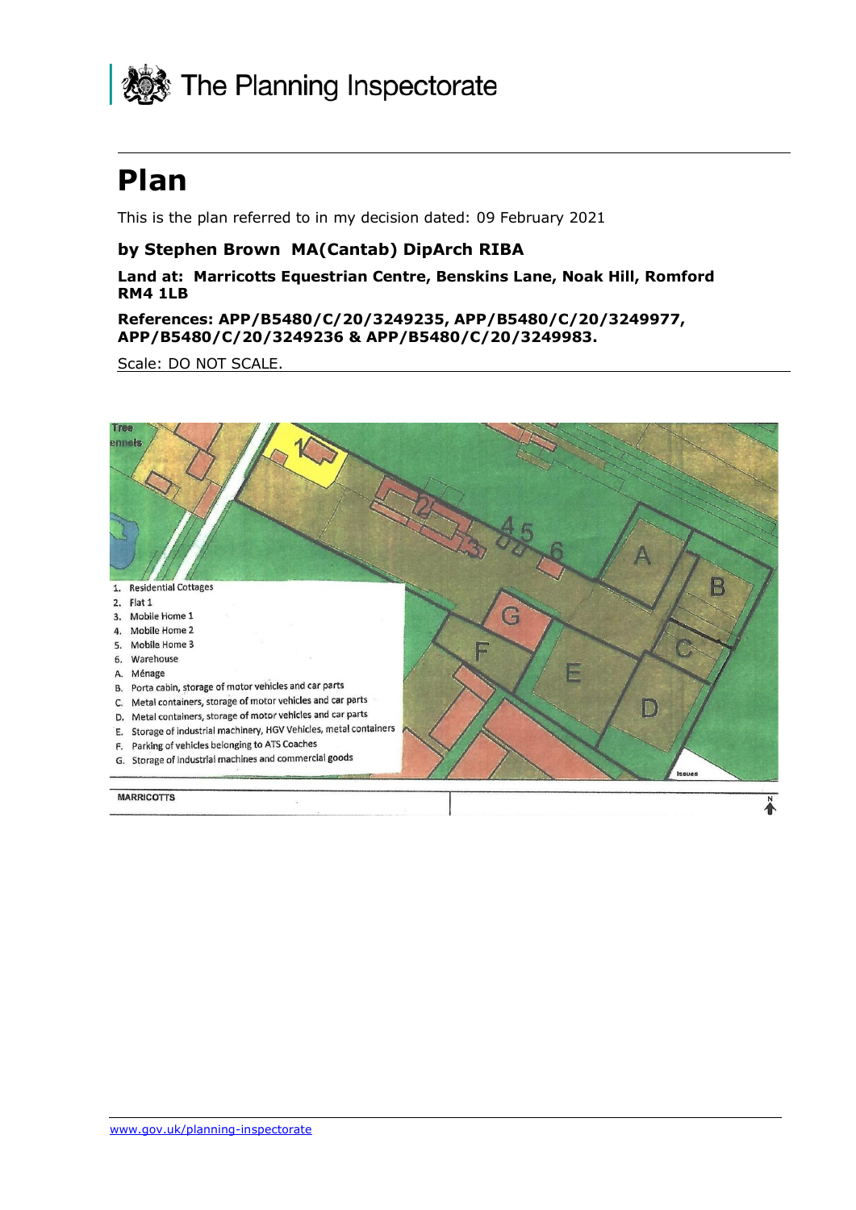The Planning Inspectorate

# Plan

This is the plan referred to in my decision dated: 09 February 2021

**by Stephen Brown MA(Cantab) DipArch RIBA**

**Land at: Marricotts Equestrian Centre, Benskins Lane, Noak Hill, Romford RM4 1LB**

**References: APP/B5480/C/20/3249235, APP/B5480/C/20/3249977, APP/B5480/C/20/3249236 & APP/B5480/C/20/3249983.**

Scale: DO NOT SCALE.

1. Residential Cottages
2. Flat 1
3. Mobile Home 1
4. Mobile Home 2
5. Mobile Home 3
6. Warehouse

A. Ménage
B. Porta cabin, storage of motor vehicles and car parts
C. Metal containers, storage of motor vehicles and car parts
D. Metal containers, storage of motor vehicles and car parts
E. Storage of industrial machinery, HGV Vehicles, metal containers
F. Parking of vehicles belonging to ATS Coaches
G. Storage of industrial machines and commercial goods

MARRICOTTS

www.gov.uk/planning-inspectorate